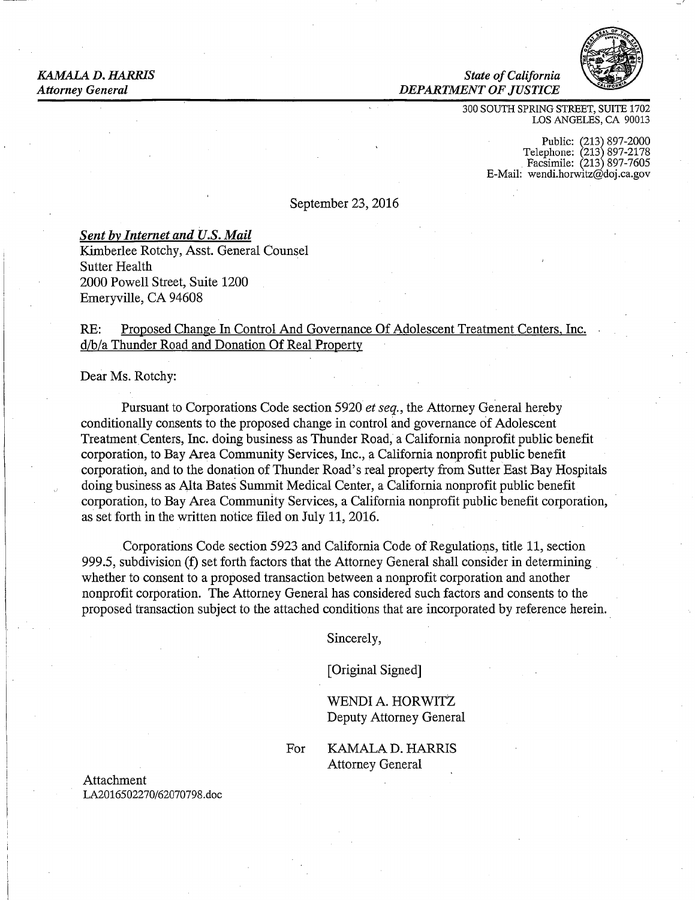*KAMALA D. HARRIS*
*Attorney General*

*State of California*
*DEPARTMENT OF JUSTICE*

300 SOUTH SPRING STREET, SUITE 1702
LOS ANGELES, CA 90013

Public: (213) 897-2000
Telephone: (213) 897-2178
Facsimile: (213) 897-7605
E-Mail: wendi.horwitz@doj.ca.gov

September 23, 2016

***Sent by Internet and U.S. Mail***
Kimberlee Rotchy, Asst. General Counsel
Sutter Health
2000 Powell Street, Suite 1200
Emeryville, CA 94608

RE: Proposed Change In Control And Governance Of Adolescent Treatment Centers, Inc. d/b/a Thunder Road and Donation Of Real Property

Dear Ms. Rotchy:

Pursuant to Corporations Code section 5920 *et seq.*, the Attorney General hereby conditionally consents to the proposed change in control and governance of Adolescent Treatment Centers, Inc. doing business as Thunder Road, a California nonprofit public benefit corporation, to Bay Area Community Services, Inc., a California nonprofit public benefit corporation, and to the donation of Thunder Road's real property from Sutter East Bay Hospitals doing business as Alta Bates Summit Medical Center, a California nonprofit public benefit corporation, to Bay Area Community Services, a California nonprofit public benefit corporation, as set forth in the written notice filed on July 11, 2016.

Corporations Code section 5923 and California Code of Regulations, title 11, section 999.5, subdivision (f) set forth factors that the Attorney General shall consider in determining whether to consent to a proposed transaction between a nonprofit corporation and another nonprofit corporation. The Attorney General has considered such factors and consents to the proposed transaction subject to the attached conditions that are incorporated by reference herein.

Sincerely,

[Original Signed]

WENDI A. HORWITZ
Deputy Attorney General

For KAMALA D. HARRIS
Attorney General

Attachment
LA2016502270/62070798.doc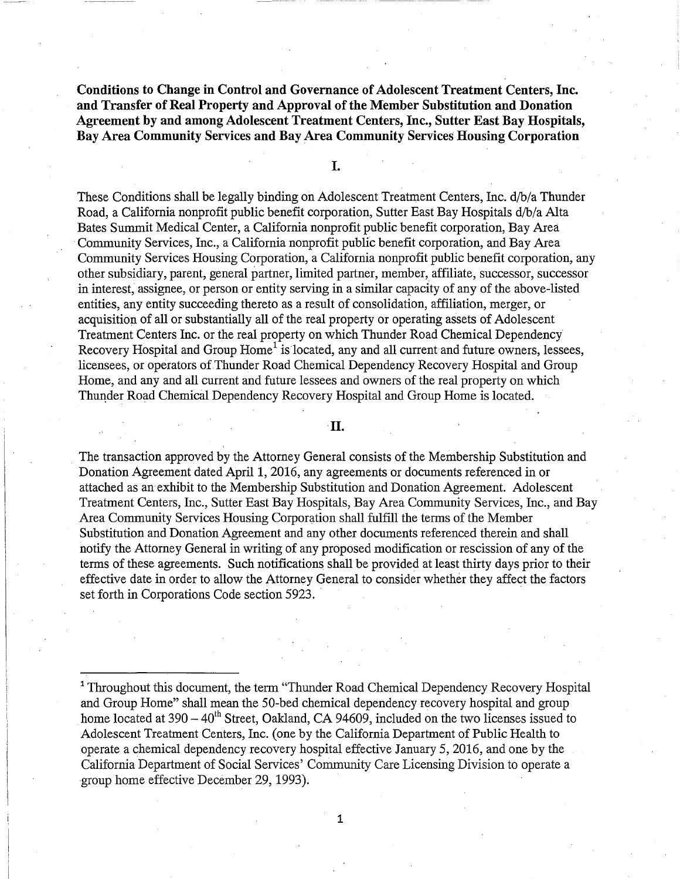**Conditions to Change in Control and Governance of Adolescent Treatment Centers, Inc. and Transfer of Real Property and Approval of the Member Substitution and Donation Agreement by and among Adolescent Treatment Centers, Inc., Sutter East Bay Hospitals, Bay Area Community Services and Bay Area Community Services Housing Corporation**

## I.

These Conditions shall be legally binding on Adolescent Treatment Centers, Inc. d/b/a Thunder Road, a California nonprofit public benefit corporation, Sutter East Bay Hospitals d/b/a Alta Bates Summit Medical Center, a California nonprofit public benefit corporation, Bay Area Community Services, Inc., a California nonprofit public benefit corporation, and Bay Area Community Services Housing Corporation, a California nonprofit public benefit corporation, any other subsidiary, parent, general partner, limited partner, member, affiliate, successor, successor in interest, assignee, or person or entity serving in a similar capacity of any of the above-listed entities, any entity succeeding thereto as a result of consolidation, affiliation, merger, or acquisition of all or substantially all of the real property or operating assets of Adolescent Treatment Centers Inc. or the real property on which Thunder Road Chemical Dependency Recovery Hospital and Group Home[1] is located, any and all current and future owners, lessees, licensees, or operators of Thunder Road Chemical Dependency Recovery Hospital and Group Home, and any and all current and future lessees and owners of the real property on which Thunder Road Chemical Dependency Recovery Hospital and Group Home is located.

## II.

The transaction approved by the Attorney General consists of the Membership Substitution and Donation Agreement dated April 1, 2016, any agreements or documents referenced in or attached as an exhibit to the Membership Substitution and Donation Agreement. Adolescent Treatment Centers, Inc., Sutter East Bay Hospitals, Bay Area Community Services, Inc., and Bay Area Community Services Housing Corporation shall fulfill the terms of the Member Substitution and Donation Agreement and any other documents referenced therein and shall notify the Attorney General in writing of any proposed modification or rescission of any of the terms of these agreements. Such notifications shall be provided at least thirty days prior to their effective date in order to allow the Attorney General to consider whether they affect the factors set forth in Corporations Code section 5923.

---

[1] Throughout this document, the term "Thunder Road Chemical Dependency Recovery Hospital and Group Home" shall mean the 50-bed chemical dependency recovery hospital and group home located at 390 – 40th Street, Oakland, CA 94609, included on the two licenses issued to Adolescent Treatment Centers, Inc. (one by the California Department of Public Health to operate a chemical dependency recovery hospital effective January 5, 2016, and one by the California Department of Social Services' Community Care Licensing Division to operate a group home effective December 29, 1993).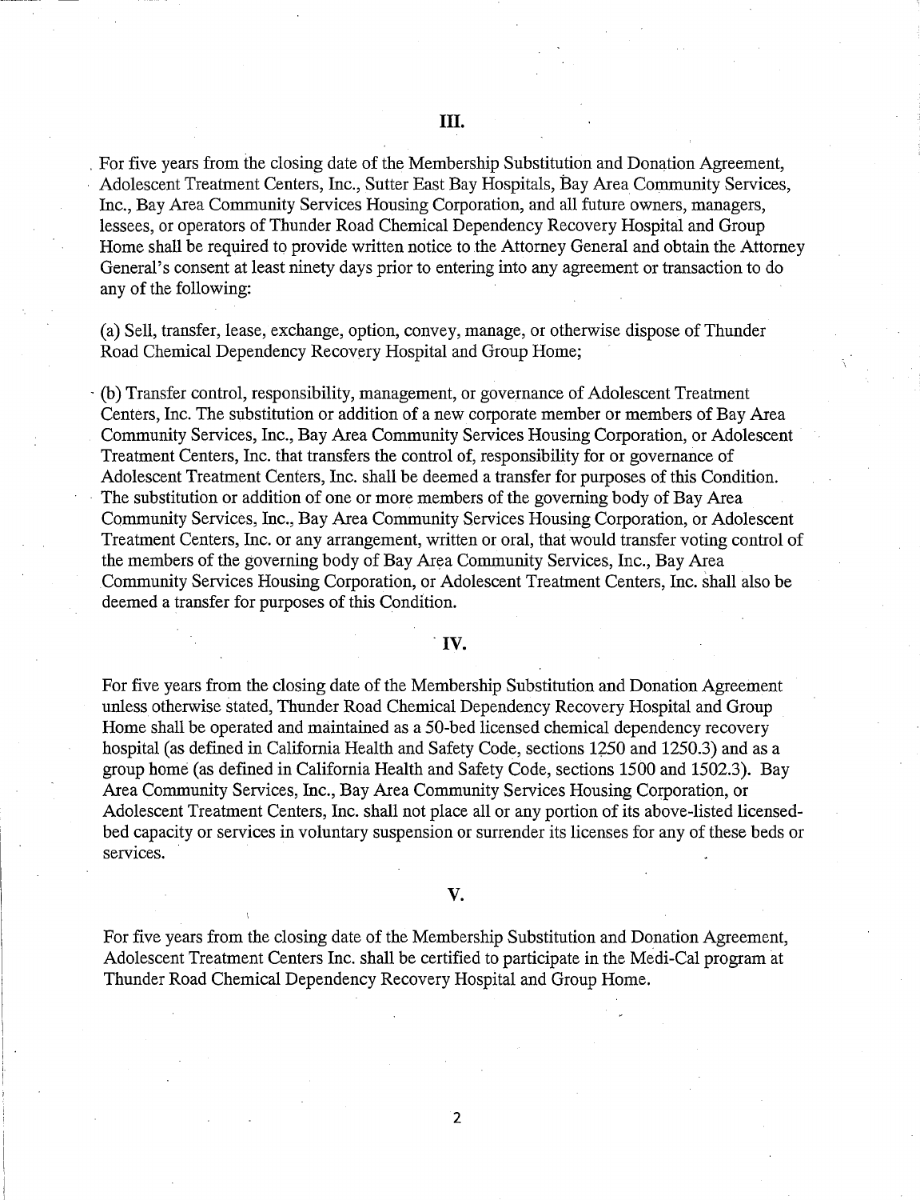## III.

For five years from the closing date of the Membership Substitution and Donation Agreement, Adolescent Treatment Centers, Inc., Sutter East Bay Hospitals, Bay Area Community Services, Inc., Bay Area Community Services Housing Corporation, and all future owners, managers, lessees, or operators of Thunder Road Chemical Dependency Recovery Hospital and Group Home shall be required to provide written notice to the Attorney General and obtain the Attorney General's consent at least ninety days prior to entering into any agreement or transaction to do any of the following:

(a) Sell, transfer, lease, exchange, option, convey, manage, or otherwise dispose of Thunder Road Chemical Dependency Recovery Hospital and Group Home;

(b) Transfer control, responsibility, management, or governance of Adolescent Treatment Centers, Inc. The substitution or addition of a new corporate member or members of Bay Area Community Services, Inc., Bay Area Community Services Housing Corporation, or Adolescent Treatment Centers, Inc. that transfers the control of, responsibility for or governance of Adolescent Treatment Centers, Inc. shall be deemed a transfer for purposes of this Condition. The substitution or addition of one or more members of the governing body of Bay Area Community Services, Inc., Bay Area Community Services Housing Corporation, or Adolescent Treatment Centers, Inc. or any arrangement, written or oral, that would transfer voting control of the members of the governing body of Bay Area Community Services, Inc., Bay Area Community Services Housing Corporation, or Adolescent Treatment Centers, Inc. shall also be deemed a transfer for purposes of this Condition.

## IV.

For five years from the closing date of the Membership Substitution and Donation Agreement unless otherwise stated, Thunder Road Chemical Dependency Recovery Hospital and Group Home shall be operated and maintained as a 50-bed licensed chemical dependency recovery hospital (as defined in California Health and Safety Code, sections 1250 and 1250.3) and as a group home (as defined in California Health and Safety Code, sections 1500 and 1502.3). Bay Area Community Services, Inc., Bay Area Community Services Housing Corporation, or Adolescent Treatment Centers, Inc. shall not place all or any portion of its above-listed licensed-bed capacity or services in voluntary suspension or surrender its licenses for any of these beds or services.

## V.

For five years from the closing date of the Membership Substitution and Donation Agreement, Adolescent Treatment Centers Inc. shall be certified to participate in the Medi-Cal program at Thunder Road Chemical Dependency Recovery Hospital and Group Home.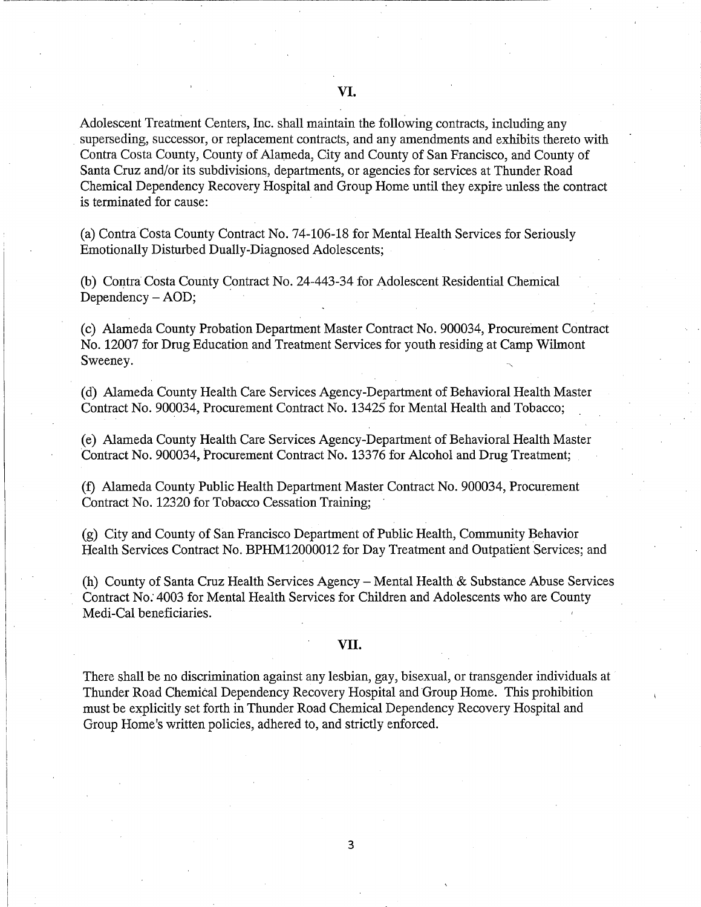## VI.

Adolescent Treatment Centers, Inc. shall maintain the following contracts, including any superseding, successor, or replacement contracts, and any amendments and exhibits thereto with Contra Costa County, County of Alameda, City and County of San Francisco, and County of Santa Cruz and/or its subdivisions, departments, or agencies for services at Thunder Road Chemical Dependency Recovery Hospital and Group Home until they expire unless the contract is terminated for cause:

(a) Contra Costa County Contract No. 74-106-18 for Mental Health Services for Seriously Emotionally Disturbed Dually-Diagnosed Adolescents;

(b) Contra Costa County Contract No. 24-443-34 for Adolescent Residential Chemical Dependency – AOD;

(c) Alameda County Probation Department Master Contract No. 900034, Procurement Contract No. 12007 for Drug Education and Treatment Services for youth residing at Camp Wilmont Sweeney.

(d) Alameda County Health Care Services Agency-Department of Behavioral Health Master Contract No. 900034, Procurement Contract No. 13425 for Mental Health and Tobacco;

(e) Alameda County Health Care Services Agency-Department of Behavioral Health Master Contract No. 900034, Procurement Contract No. 13376 for Alcohol and Drug Treatment;

(f) Alameda County Public Health Department Master Contract No. 900034, Procurement Contract No. 12320 for Tobacco Cessation Training;

(g) City and County of San Francisco Department of Public Health, Community Behavior Health Services Contract No. BPHM12000012 for Day Treatment and Outpatient Services; and

(h) County of Santa Cruz Health Services Agency – Mental Health & Substance Abuse Services Contract No. 4003 for Mental Health Services for Children and Adolescents who are County Medi-Cal beneficiaries.

## VII.

There shall be no discrimination against any lesbian, gay, bisexual, or transgender individuals at Thunder Road Chemical Dependency Recovery Hospital and Group Home. This prohibition must be explicitly set forth in Thunder Road Chemical Dependency Recovery Hospital and Group Home's written policies, adhered to, and strictly enforced.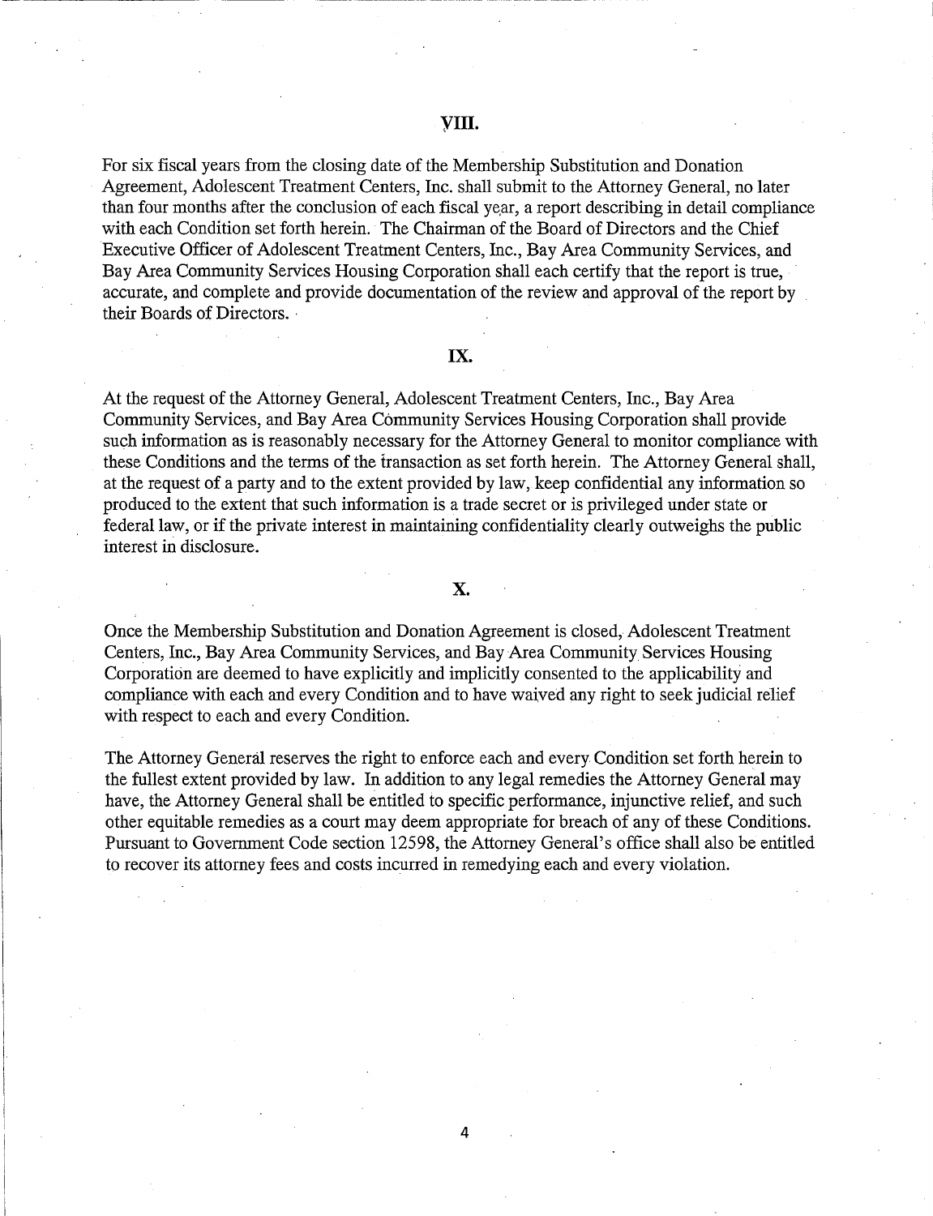## VIII.

For six fiscal years from the closing date of the Membership Substitution and Donation Agreement, Adolescent Treatment Centers, Inc. shall submit to the Attorney General, no later than four months after the conclusion of each fiscal year, a report describing in detail compliance with each Condition set forth herein. The Chairman of the Board of Directors and the Chief Executive Officer of Adolescent Treatment Centers, Inc., Bay Area Community Services, and Bay Area Community Services Housing Corporation shall each certify that the report is true, accurate, and complete and provide documentation of the review and approval of the report by their Boards of Directors.

## IX.

At the request of the Attorney General, Adolescent Treatment Centers, Inc., Bay Area Community Services, and Bay Area Community Services Housing Corporation shall provide such information as is reasonably necessary for the Attorney General to monitor compliance with these Conditions and the terms of the transaction as set forth herein. The Attorney General shall, at the request of a party and to the extent provided by law, keep confidential any information so produced to the extent that such information is a trade secret or is privileged under state or federal law, or if the private interest in maintaining confidentiality clearly outweighs the public interest in disclosure.

## X.

Once the Membership Substitution and Donation Agreement is closed, Adolescent Treatment Centers, Inc., Bay Area Community Services, and Bay Area Community Services Housing Corporation are deemed to have explicitly and implicitly consented to the applicability and compliance with each and every Condition and to have waived any right to seek judicial relief with respect to each and every Condition.

The Attorney General reserves the right to enforce each and every Condition set forth herein to the fullest extent provided by law. In addition to any legal remedies the Attorney General may have, the Attorney General shall be entitled to specific performance, injunctive relief, and such other equitable remedies as a court may deem appropriate for breach of any of these Conditions. Pursuant to Government Code section 12598, the Attorney General's office shall also be entitled to recover its attorney fees and costs incurred in remedying each and every violation.